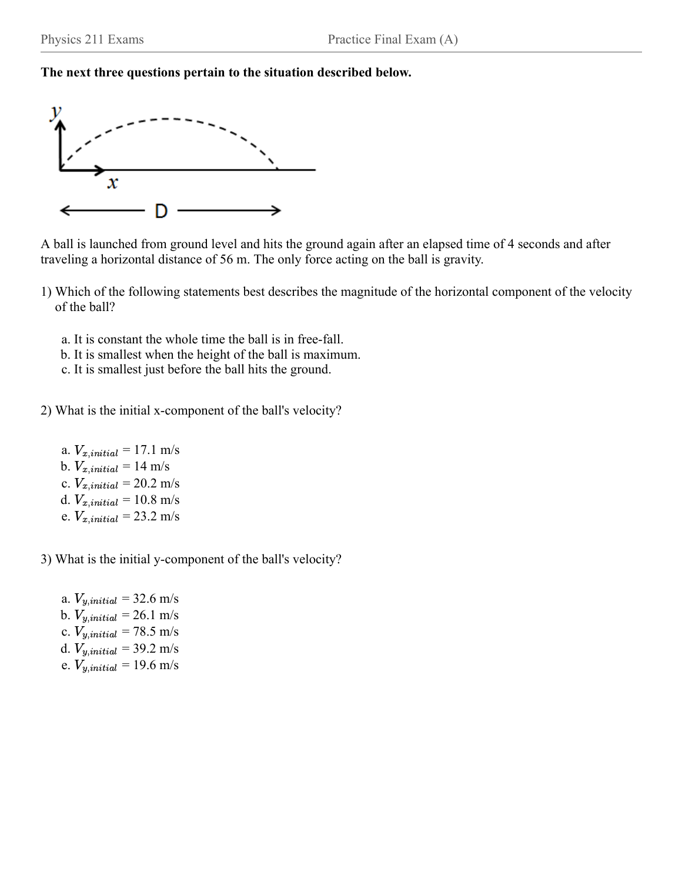**The next three questions pertain to the situation described below.**

A ball is launched from ground level and hits the ground again after an elapsed time of 4 seconds and after traveling a horizontal distance of 56 m. The only force acting on the ball is gravity.

1) Which of the following statements best describes the magnitude of the horizontal component of the velocity of the ball?

   a. It is constant the whole time the ball is in free-fall.
   b. It is smallest when the height of the ball is maximum.
   c. It is smallest just before the ball hits the ground.

2) What is the initial x-component of the ball's velocity?

   a. $V_{x,initial}$ = 17.1 m/s
   b. $V_{x,initial}$ = 14 m/s
   c. $V_{x,initial}$ = 20.2 m/s
   d. $V_{x,initial}$ = 10.8 m/s
   e. $V_{x,initial}$ = 23.2 m/s

3) What is the initial y-component of the ball's velocity?

   a. $V_{y,initial}$ = 32.6 m/s
   b. $V_{y,initial}$ = 26.1 m/s
   c. $V_{y,initial}$ = 78.5 m/s
   d. $V_{y,initial}$ = 39.2 m/s
   e. $V_{y,initial}$ = 19.6 m/s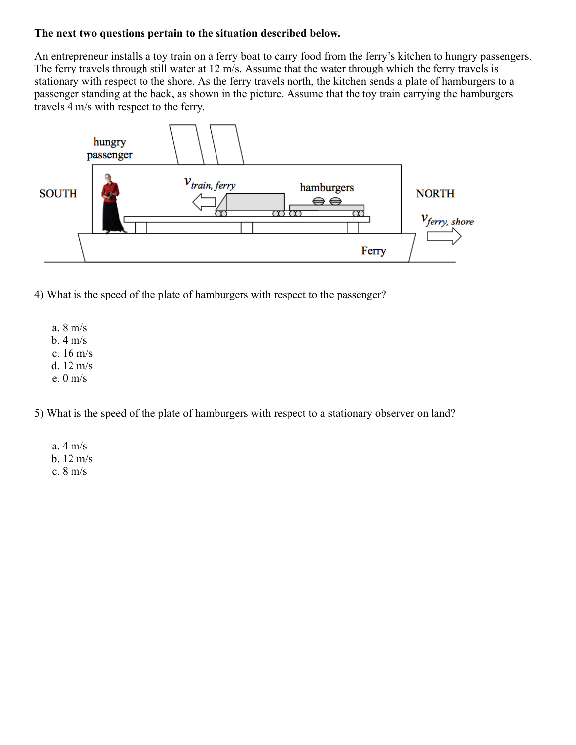**The next two questions pertain to the situation described below.**

An entrepreneur installs a toy train on a ferry boat to carry food from the ferry's kitchen to hungry passengers. The ferry travels through still water at 12 m/s. Assume that the water through which the ferry travels is stationary with respect to the shore. As the ferry travels north, the kitchen sends a plate of hamburgers to a passenger standing at the back, as shown in the picture. Assume that the toy train carrying the hamburgers travels 4 m/s with respect to the ferry.

4) What is the speed of the plate of hamburgers with respect to the passenger?

a. 8 m/s
b. 4 m/s
c. 16 m/s
d. 12 m/s
e. 0 m/s

5) What is the speed of the plate of hamburgers with respect to a stationary observer on land?

a. 4 m/s
b. 12 m/s
c. 8 m/s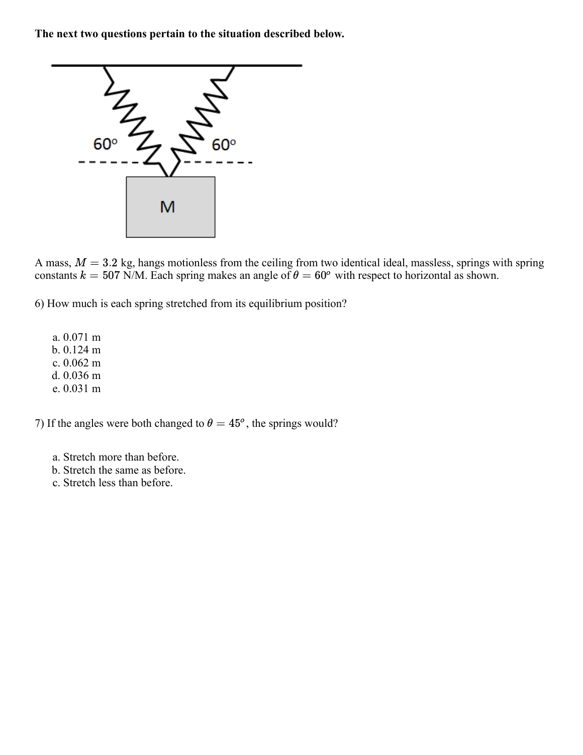**The next two questions pertain to the situation described below.**

A mass, $M = 3.2$ kg, hangs motionless from the ceiling from two identical ideal, massless, springs with spring constants $k = 507$ N/M. Each spring makes an angle of $\theta = 60^o$ with respect to horizontal as shown.

6) How much is each spring stretched from its equilibrium position?

a. 0.071 m
b. 0.124 m
c. 0.062 m
d. 0.036 m
e. 0.031 m

7) If the angles were both changed to $\theta = 45^o$, the springs would?

a. Stretch more than before.
b. Stretch the same as before.
c. Stretch less than before.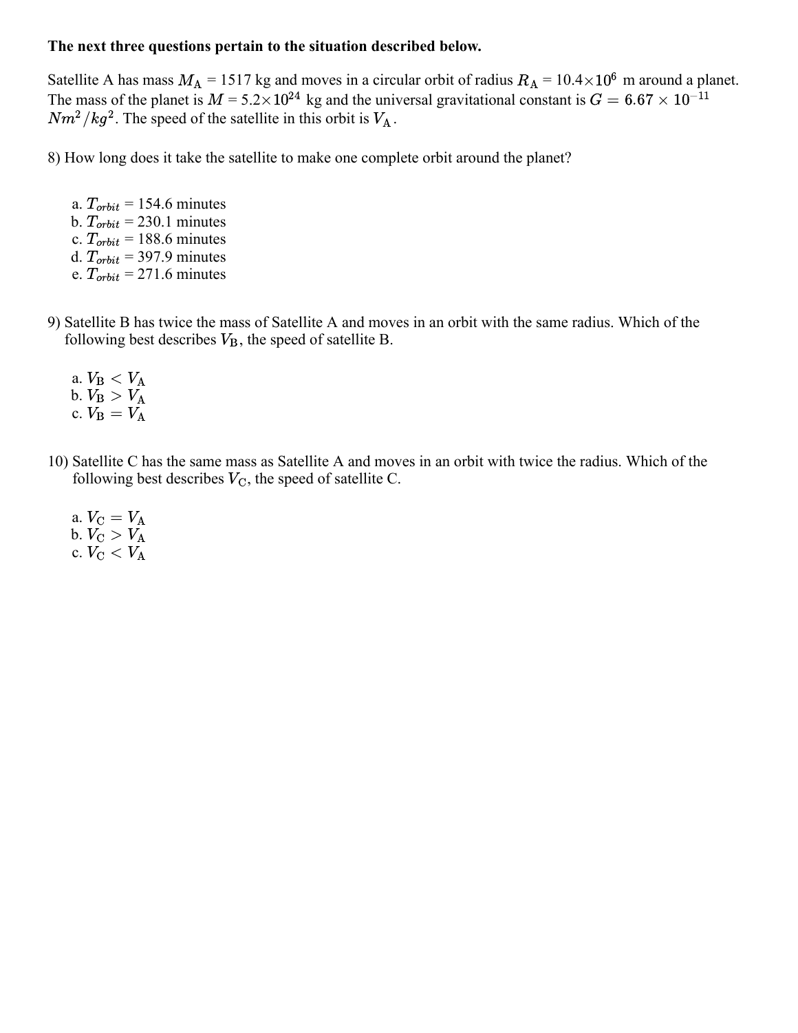**The next three questions pertain to the situation described below.**

Satellite A has mass $M_A$ = 1517 kg and moves in a circular orbit of radius $R_A$ = $10.4 \times 10^6$ m around a planet. The mass of the planet is $M$ = $5.2 \times 10^{24}$ kg and the universal gravitational constant is $G = 6.67 \times 10^{-11}$ $Nm^2/kg^2$. The speed of the satellite in this orbit is $V_A$.

8) How long does it take the satellite to make one complete orbit around the planet?

a. $T_{orbit}$ = 154.6 minutes
b. $T_{orbit}$ = 230.1 minutes
c. $T_{orbit}$ = 188.6 minutes
d. $T_{orbit}$ = 397.9 minutes
e. $T_{orbit}$ = 271.6 minutes

9) Satellite B has twice the mass of Satellite A and moves in an orbit with the same radius. Which of the following best describes $V_B$, the speed of satellite B.

a. $V_B < V_A$
b. $V_B > V_A$
c. $V_B = V_A$

10) Satellite C has the same mass as Satellite A and moves in an orbit with twice the radius. Which of the following best describes $V_C$, the speed of satellite C.

a. $V_C = V_A$
b. $V_C > V_A$
c. $V_C < V_A$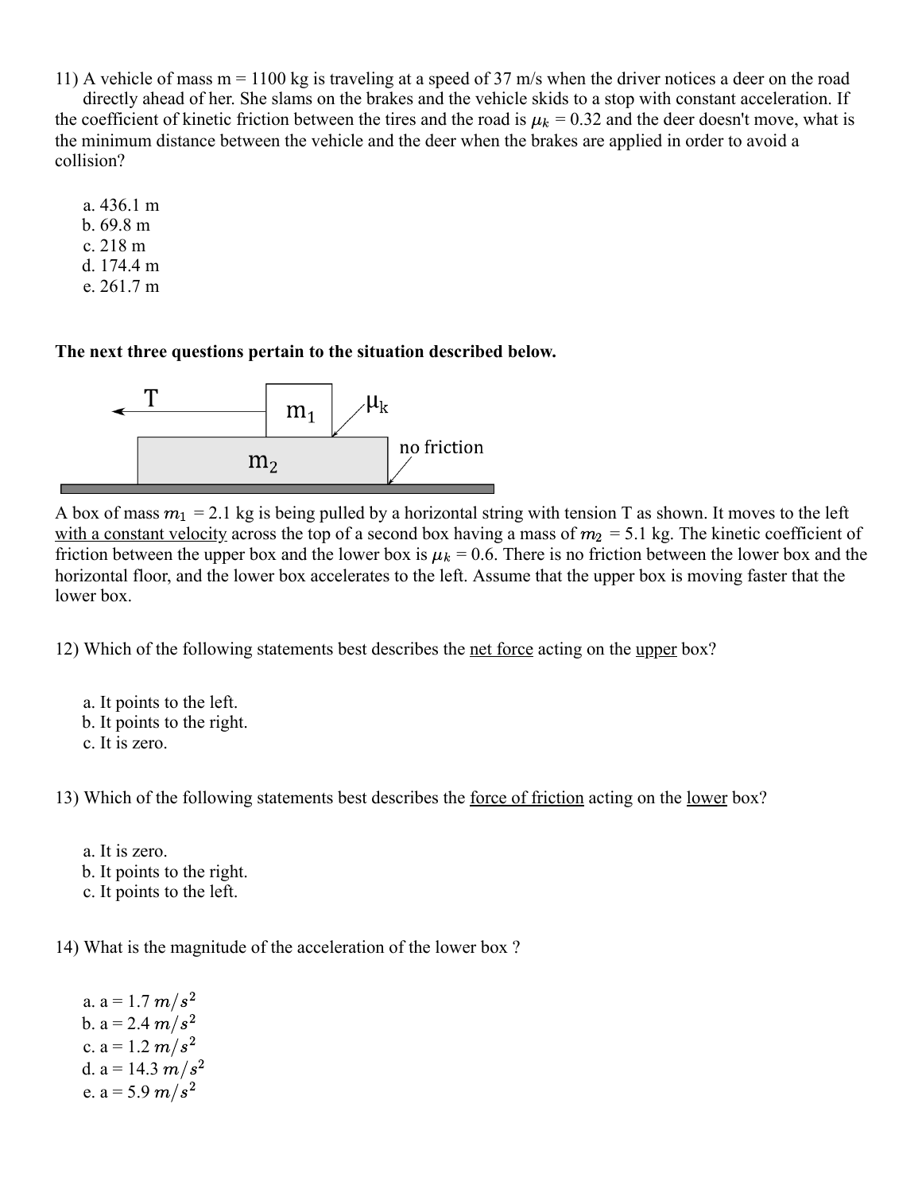11) A vehicle of mass m = 1100 kg is traveling at a speed of 37 m/s when the driver notices a deer on the road directly ahead of her. She slams on the brakes and the vehicle skids to a stop with constant acceleration. If the coefficient of kinetic friction between the tires and the road is $\mu_k = 0.32$ and the deer doesn't move, what is the minimum distance between the vehicle and the deer when the brakes are applied in order to avoid a collision?

a. 436.1 m
b. 69.8 m
c. 218 m
d. 174.4 m
e. 261.7 m

**The next three questions pertain to the situation described below.**

A box of mass $m_1$ = 2.1 kg is being pulled by a horizontal string with tension T as shown. It moves to the left with a constant velocity across the top of a second box having a mass of $m_2$ = 5.1 kg. The kinetic coefficient of friction between the upper box and the lower box is $\mu_k$ = 0.6. There is no friction between the lower box and the horizontal floor, and the lower box accelerates to the left. Assume that the upper box is moving faster that the lower box.

12) Which of the following statements best describes the net force acting on the upper box?

a. It points to the left.
b. It points to the right.
c. It is zero.

13) Which of the following statements best describes the force of friction acting on the lower box?

a. It is zero.
b. It points to the right.
c. It points to the left.

14) What is the magnitude of the acceleration of the lower box ?

a. a = 1.7 $m/s^2$
b. a = 2.4 $m/s^2$
c. a = 1.2 $m/s^2$
d. a = 14.3 $m/s^2$
e. a = 5.9 $m/s^2$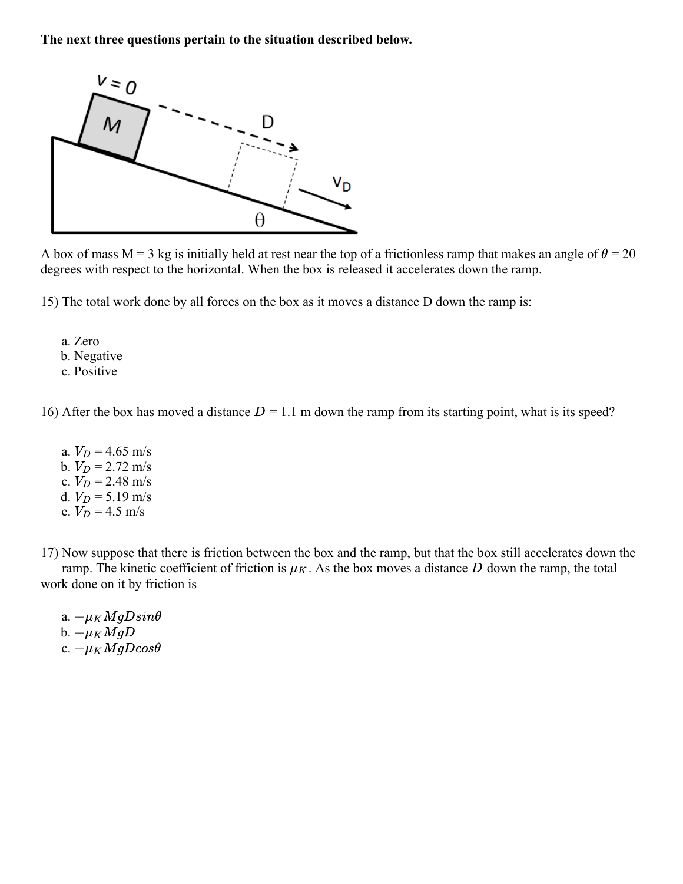**The next three questions pertain to the situation described below.**

A box of mass M = 3 kg is initially held at rest near the top of a frictionless ramp that makes an angle of $\theta$ = 20 degrees with respect to the horizontal. When the box is released it accelerates down the ramp.

15) The total work done by all forces on the box as it moves a distance D down the ramp is:

a. Zero
b. Negative
c. Positive

16) After the box has moved a distance $D$ = 1.1 m down the ramp from its starting point, what is its speed?

a. $V_D$ = 4.65 m/s
b. $V_D$ = 2.72 m/s
c. $V_D$ = 2.48 m/s
d. $V_D$ = 5.19 m/s
e. $V_D$ = 4.5 m/s

17) Now suppose that there is friction between the box and the ramp, but that the box still accelerates down the ramp. The kinetic coefficient of friction is $\mu_K$. As the box moves a distance $D$ down the ramp, the total work done on it by friction is

a. $-\mu_K MgDsin\theta$
b. $-\mu_K MgD$
c. $-\mu_K MgDcos\theta$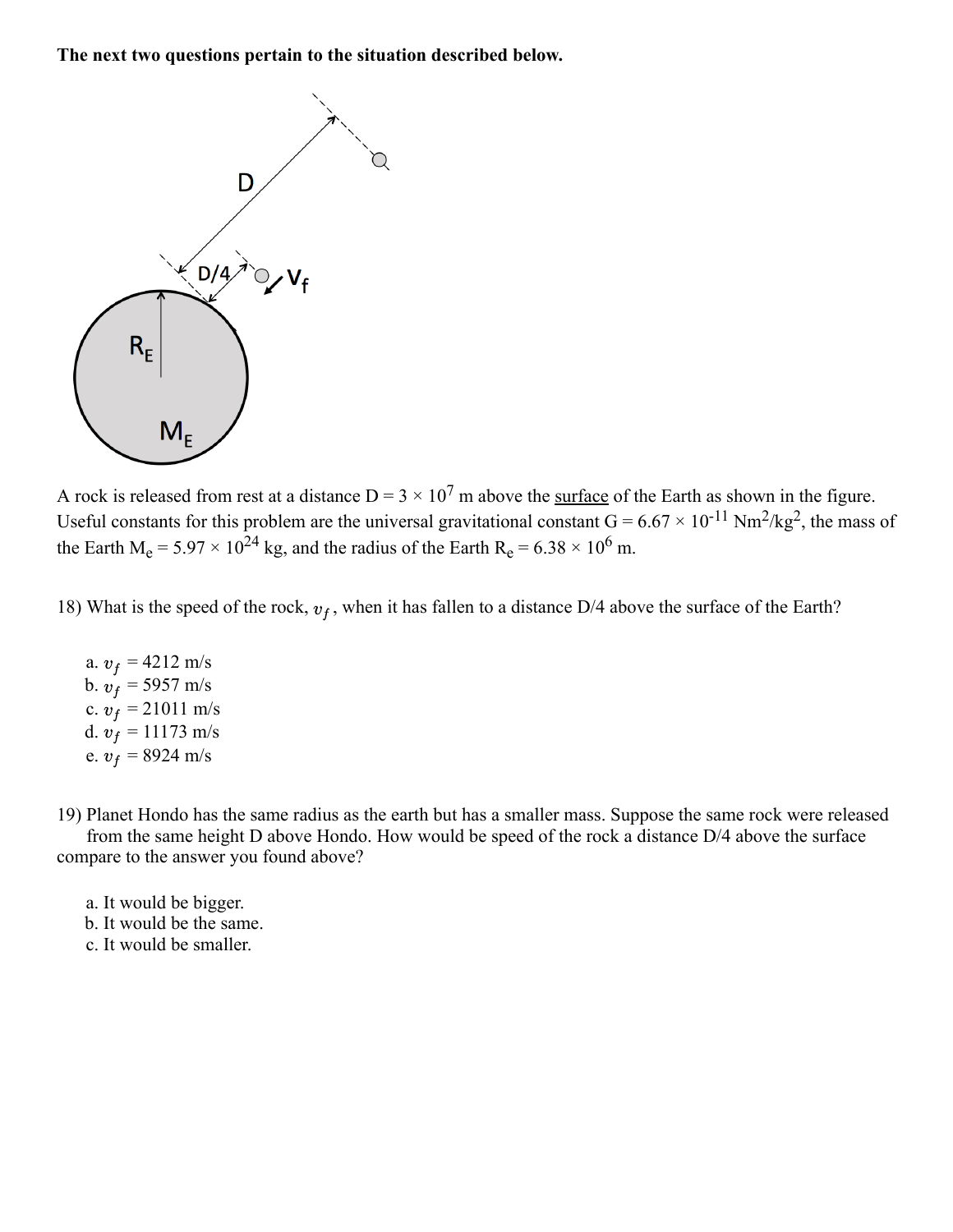**The next two questions pertain to the situation described below.**

A rock is released from rest at a distance $D = 3 \times 10^7$ m above the surface of the Earth as shown in the figure. Useful constants for this problem are the universal gravitational constant $G = 6.67 \times 10^{-11}$ Nm$^2$/kg$^2$, the mass of the Earth $M_e = 5.97 \times 10^{24}$ kg, and the radius of the Earth $R_e = 6.38 \times 10^6$ m.

18) What is the speed of the rock, $v_f$, when it has fallen to a distance D/4 above the surface of the Earth?

a. $v_f$ = 4212 m/s
b. $v_f$ = 5957 m/s
c. $v_f$ = 21011 m/s
d. $v_f$ = 11173 m/s
e. $v_f$ = 8924 m/s

19) Planet Hondo has the same radius as the earth but has a smaller mass. Suppose the same rock were released from the same height D above Hondo. How would be speed of the rock a distance D/4 above the surface compare to the answer you found above?

a. It would be bigger.
b. It would be the same.
c. It would be smaller.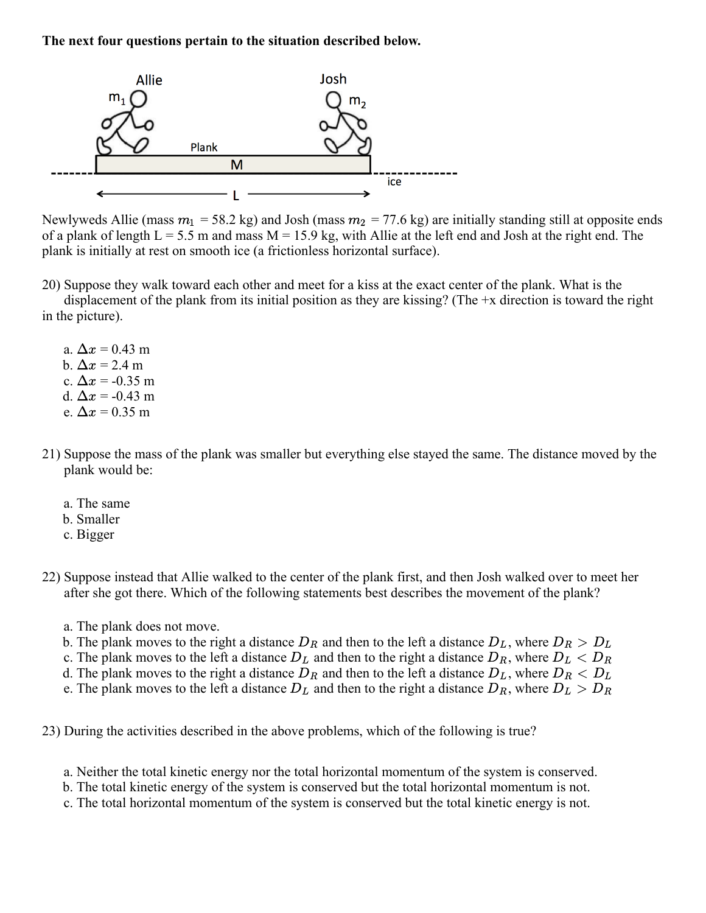**The next four questions pertain to the situation described below.**

Newlyweds Allie (mass $m_1$ = 58.2 kg) and Josh (mass $m_2$ = 77.6 kg) are initially standing still at opposite ends of a plank of length L = 5.5 m and mass M = 15.9 kg, with Allie at the left end and Josh at the right end. The plank is initially at rest on smooth ice (a frictionless horizontal surface).

20) Suppose they walk toward each other and meet for a kiss at the exact center of the plank. What is the displacement of the plank from its initial position as they are kissing? (The +x direction is toward the right in the picture).

a. $\Delta x$ = 0.43 m
b. $\Delta x$ = 2.4 m
c. $\Delta x$ = -0.35 m
d. $\Delta x$ = -0.43 m
e. $\Delta x$ = 0.35 m

21) Suppose the mass of the plank was smaller but everything else stayed the same. The distance moved by the plank would be:

a. The same
b. Smaller
c. Bigger

22) Suppose instead that Allie walked to the center of the plank first, and then Josh walked over to meet her after she got there. Which of the following statements best describes the movement of the plank?

a. The plank does not move.
b. The plank moves to the right a distance $D_R$ and then to the left a distance $D_L$, where $D_R > D_L$
c. The plank moves to the left a distance $D_L$ and then to the right a distance $D_R$, where $D_L < D_R$
d. The plank moves to the right a distance $D_R$ and then to the left a distance $D_L$, where $D_R < D_L$
e. The plank moves to the left a distance $D_L$ and then to the right a distance $D_R$, where $D_L > D_R$

23) During the activities described in the above problems, which of the following is true?

a. Neither the total kinetic energy nor the total horizontal momentum of the system is conserved.
b. The total kinetic energy of the system is conserved but the total horizontal momentum is not.
c. The total horizontal momentum of the system is conserved but the total kinetic energy is not.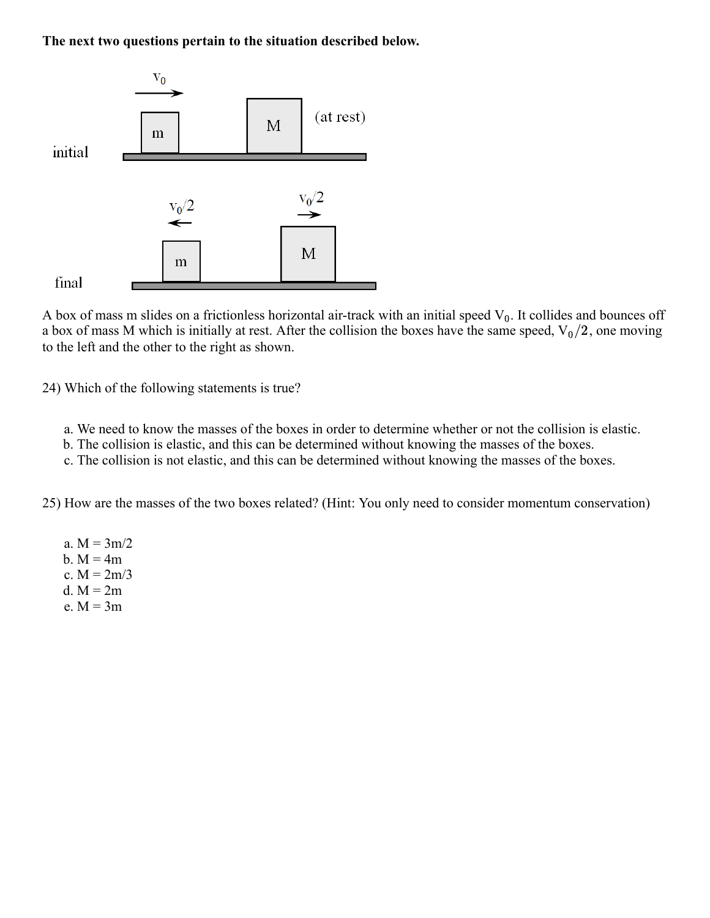**The next two questions pertain to the situation described below.**

A box of mass m slides on a frictionless horizontal air-track with an initial speed $V_0$. It collides and bounces off a box of mass M which is initially at rest. After the collision the boxes have the same speed, $V_0/2$, one moving to the left and the other to the right as shown.

24) Which of the following statements is true?

a. We need to know the masses of the boxes in order to determine whether or not the collision is elastic.
b. The collision is elastic, and this can be determined without knowing the masses of the boxes.
c. The collision is not elastic, and this can be determined without knowing the masses of the boxes.

25) How are the masses of the two boxes related? (Hint: You only need to consider momentum conservation)

a. $M = 3m/2$
b. $M = 4m$
c. $M = 2m/3$
d. $M = 2m$
e. $M = 3m$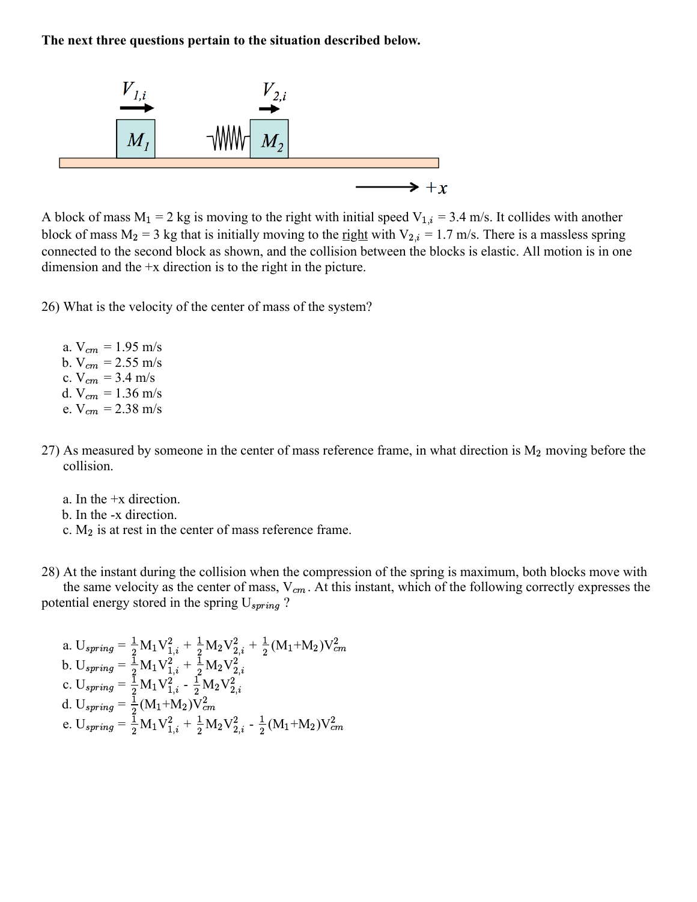**The next three questions pertain to the situation described below.**

A block of mass $M_1$ = 2 kg is moving to the right with initial speed $V_{1,i}$ = 3.4 m/s. It collides with another block of mass $M_2$ = 3 kg that is initially moving to the <u>right</u> with $V_{2,i}$ = 1.7 m/s. There is a massless spring connected to the second block as shown, and the collision between the blocks is elastic. All motion is in one dimension and the +x direction is to the right in the picture.

26) What is the velocity of the center of mass of the system?

a. $V_{cm}$ = 1.95 m/s
b. $V_{cm}$ = 2.55 m/s
c. $V_{cm}$ = 3.4 m/s
d. $V_{cm}$ = 1.36 m/s
e. $V_{cm}$ = 2.38 m/s

27) As measured by someone in the center of mass reference frame, in what direction is $M_2$ moving before the collision.

a. In the +x direction.
b. In the -x direction.
c. $M_2$ is at rest in the center of mass reference frame.

28) At the instant during the collision when the compression of the spring is maximum, both blocks move with the same velocity as the center of mass, $V_{cm}$. At this instant, which of the following correctly expresses the potential energy stored in the spring $U_{spring}$ ?

a. $U_{spring} = \frac{1}{2}M_1V_{1,i}^2 + \frac{1}{2}M_2V_{2,i}^2 + \frac{1}{2}(M_1+M_2)V_{cm}^2$
b. $U_{spring} = \frac{1}{2}M_1V_{1,i}^2 + \frac{1}{2}M_2V_{2,i}^2$
c. $U_{spring} = \frac{1}{2}M_1V_{1,i}^2 - \frac{1}{2}M_2V_{2,i}^2$
d. $U_{spring} = \frac{1}{2}(M_1+M_2)V_{cm}^2$
e. $U_{spring} = \frac{1}{2}M_1V_{1,i}^2 + \frac{1}{2}M_2V_{2,i}^2 - \frac{1}{2}(M_1+M_2)V_{cm}^2$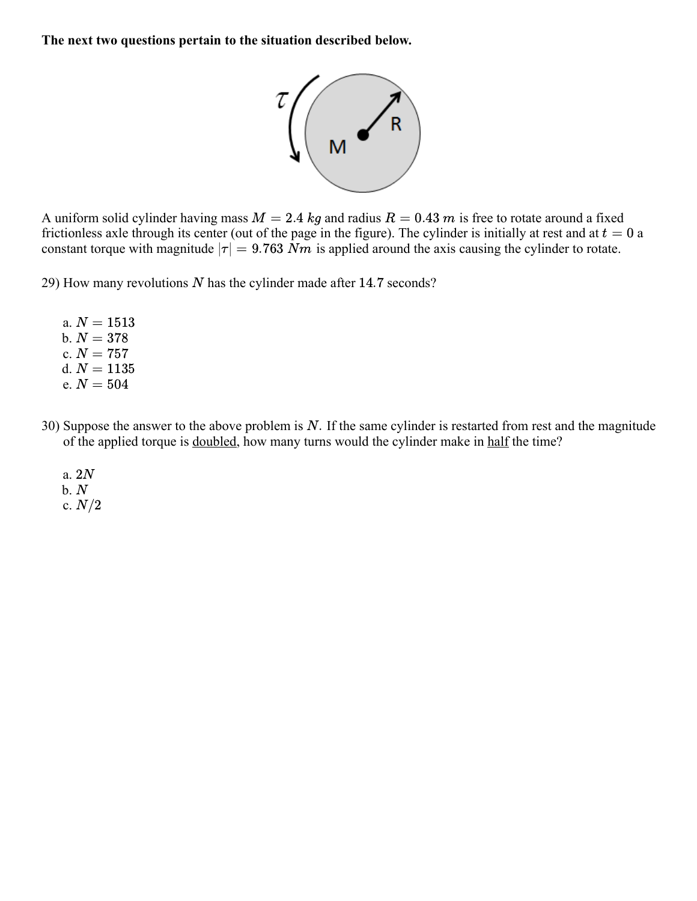**The next two questions pertain to the situation described below.**

A uniform solid cylinder having mass $M = 2.4\ kg$ and radius $R = 0.43\ m$ is free to rotate around a fixed frictionless axle through its center (out of the page in the figure). The cylinder is initially at rest and at $t = 0$ a constant torque with magnitude $|\tau| = 9.763\ Nm$ is applied around the axis causing the cylinder to rotate.

29) How many revolutions $N$ has the cylinder made after 14.7 seconds?

a. $N = 1513$
b. $N = 378$
c. $N = 757$
d. $N = 1135$
e. $N = 504$

30) Suppose the answer to the above problem is $N$. If the same cylinder is restarted from rest and the magnitude of the applied torque is <u>doubled</u>, how many turns would the cylinder make in <u>half</u> the time?

a. $2N$
b. $N$
c. $N/2$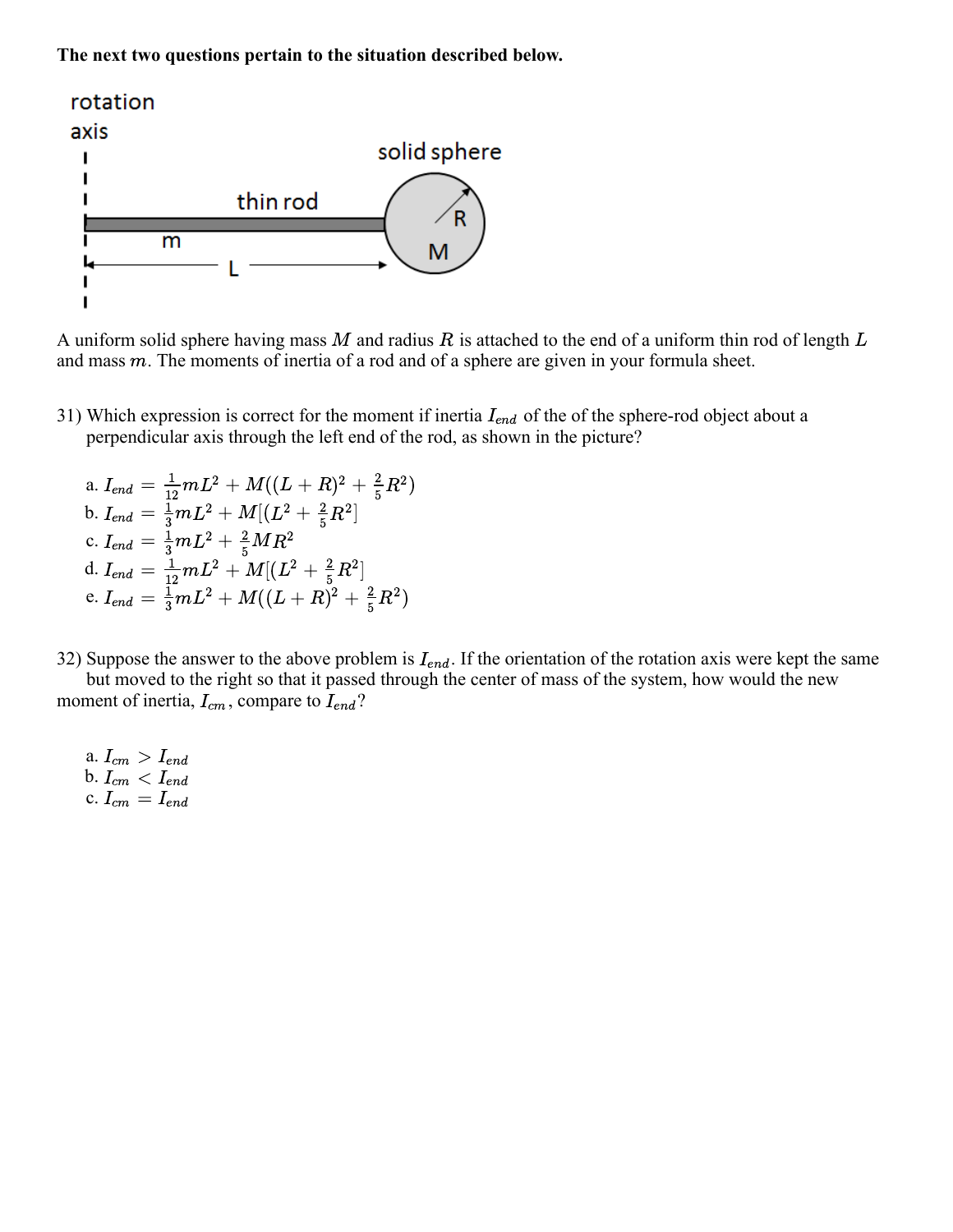**The next two questions pertain to the situation described below.**

A uniform solid sphere having mass $M$ and radius $R$ is attached to the end of a uniform thin rod of length $L$ and mass $m$. The moments of inertia of a rod and of a sphere are given in your formula sheet.

31) Which expression is correct for the moment if inertia $I_{end}$ of the of the sphere-rod object about a perpendicular axis through the left end of the rod, as shown in the picture?

a. $I_{end} = \frac{1}{12}mL^2 + M((L+R)^2 + \frac{2}{5}R^2)$
b. $I_{end} = \frac{1}{3}mL^2 + M[(L^2 + \frac{2}{5}R^2]$
c. $I_{end} = \frac{1}{3}mL^2 + \frac{2}{5}MR^2$
d. $I_{end} = \frac{1}{12}mL^2 + M[(L^2 + \frac{2}{5}R^2]$
e. $I_{end} = \frac{1}{3}mL^2 + M((L+R)^2 + \frac{2}{5}R^2)$

32) Suppose the answer to the above problem is $I_{end}$. If the orientation of the rotation axis were kept the same but moved to the right so that it passed through the center of mass of the system, how would the new moment of inertia, $I_{cm}$, compare to $I_{end}$?

a. $I_{cm} > I_{end}$
b. $I_{cm} < I_{end}$
c. $I_{cm} = I_{end}$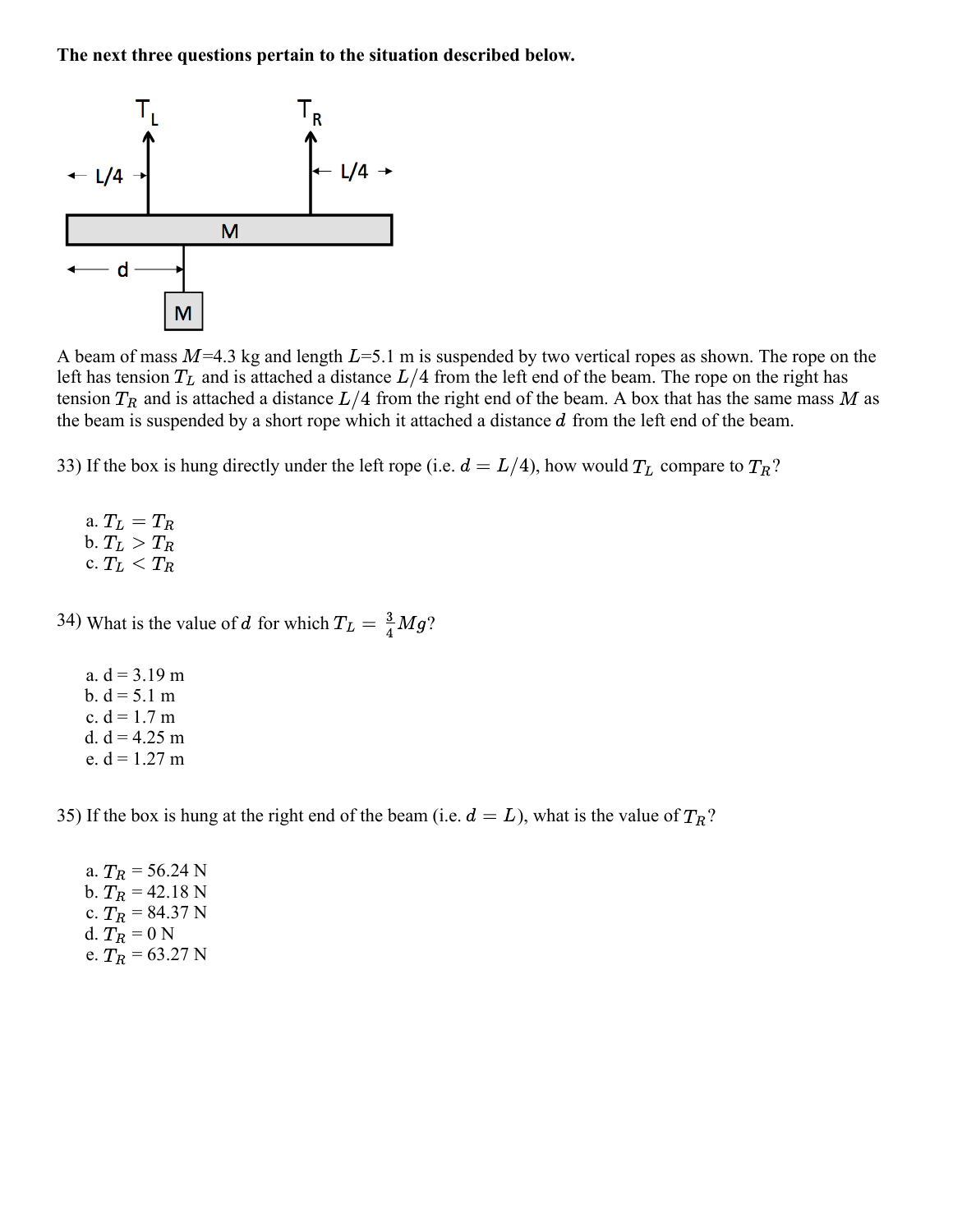**The next three questions pertain to the situation described below.**

A beam of mass $M$=4.3 kg and length $L$=5.1 m is suspended by two vertical ropes as shown. The rope on the left has tension $T_L$ and is attached a distance $L/4$ from the left end of the beam. The rope on the right has tension $T_R$ and is attached a distance $L/4$ from the right end of the beam. A box that has the same mass $M$ as the beam is suspended by a short rope which it attached a distance $d$ from the left end of the beam.

33) If the box is hung directly under the left rope (i.e. $d = L/4$), how would $T_L$ compare to $T_R$?

a. $T_L = T_R$
b. $T_L > T_R$
c. $T_L < T_R$

34) What is the value of $d$ for which $T_L = \frac{3}{4}Mg$?

a. d = 3.19 m
b. d = 5.1 m
c. d = 1.7 m
d. d = 4.25 m
e. d = 1.27 m

35) If the box is hung at the right end of the beam (i.e. $d = L$), what is the value of $T_R$?

a. $T_R$ = 56.24 N
b. $T_R$ = 42.18 N
c. $T_R$ = 84.37 N
d. $T_R$ = 0 N
e. $T_R$ = 63.27 N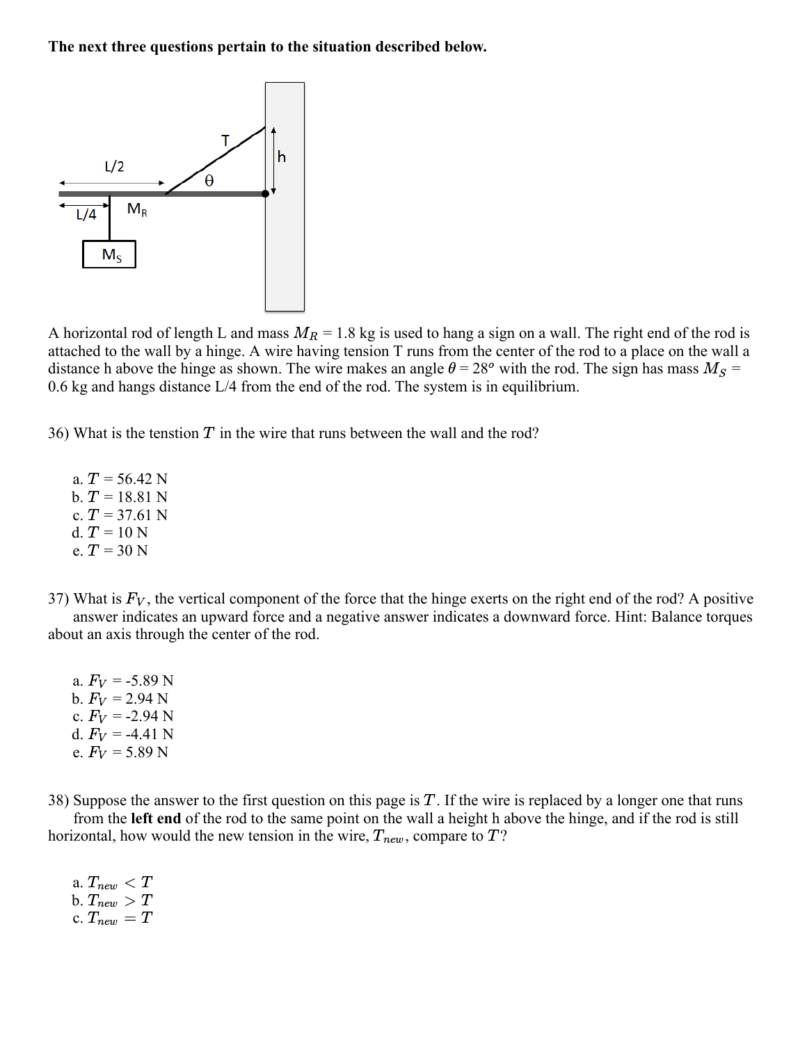**The next three questions pertain to the situation described below.**

A horizontal rod of length L and mass $M_R$ = 1.8 kg is used to hang a sign on a wall. The right end of the rod is attached to the wall by a hinge. A wire having tension T runs from the center of the rod to a place on the wall a distance h above the hinge as shown. The wire makes an angle $\theta$ = 28° with the rod. The sign has mass $M_S$ = 0.6 kg and hangs distance L/4 from the end of the rod. The system is in equilibrium.

36) What is the tenstion $T$ in the wire that runs between the wall and the rod?

a. $T$ = 56.42 N
b. $T$ = 18.81 N
c. $T$ = 37.61 N
d. $T$ = 10 N
e. $T$ = 30 N

37) What is $F_V$, the vertical component of the force that the hinge exerts on the right end of the rod? A positive answer indicates an upward force and a negative answer indicates a downward force. Hint: Balance torques about an axis through the center of the rod.

a. $F_V$ = -5.89 N
b. $F_V$ = 2.94 N
c. $F_V$ = -2.94 N
d. $F_V$ = -4.41 N
e. $F_V$ = 5.89 N

38) Suppose the answer to the first question on this page is $T$. If the wire is replaced by a longer one that runs from the **left end** of the rod to the same point on the wall a height h above the hinge, and if the rod is still horizontal, how would the new tension in the wire, $T_{new}$, compare to $T$?

a. $T_{new} < T$
b. $T_{new} > T$
c. $T_{new} = T$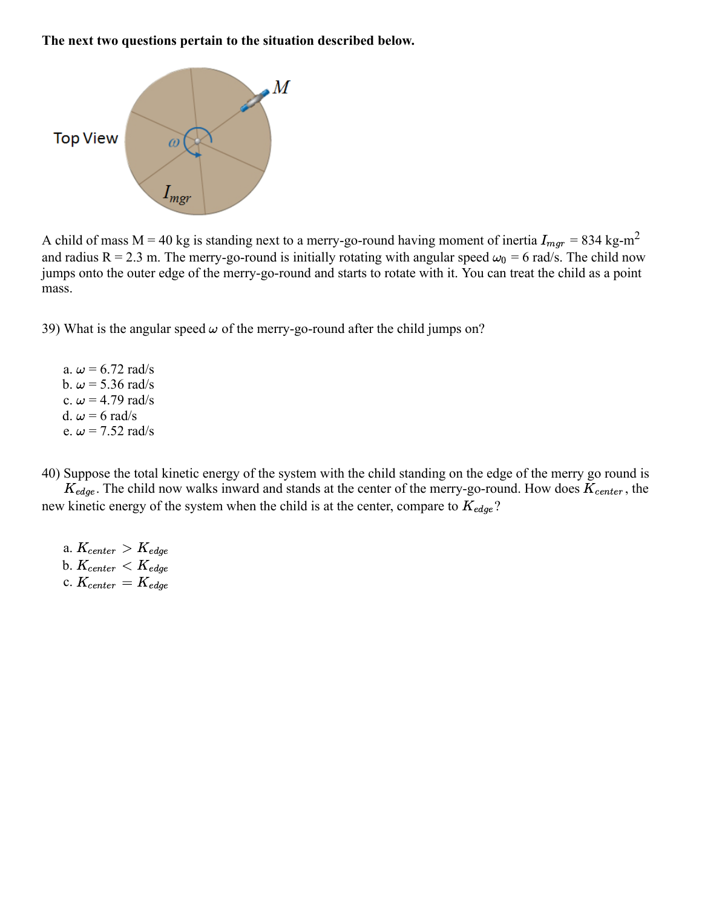**The next two questions pertain to the situation described below.**

A child of mass M = 40 kg is standing next to a merry-go-round having moment of inertia $I_{mgr}$ = 834 kg-m$^2$ and radius R = 2.3 m. The merry-go-round is initially rotating with angular speed $\omega_0$ = 6 rad/s. The child now jumps onto the outer edge of the merry-go-round and starts to rotate with it. You can treat the child as a point mass.

39) What is the angular speed $\omega$ of the merry-go-round after the child jumps on?

a. $\omega$ = 6.72 rad/s
b. $\omega$ = 5.36 rad/s
c. $\omega$ = 4.79 rad/s
d. $\omega$ = 6 rad/s
e. $\omega$ = 7.52 rad/s

40) Suppose the total kinetic energy of the system with the child standing on the edge of the merry go round is $K_{edge}$. The child now walks inward and stands at the center of the merry-go-round. How does $K_{center}$, the new kinetic energy of the system when the child is at the center, compare to $K_{edge}$?

a. $K_{center} > K_{edge}$
b. $K_{center} < K_{edge}$
c. $K_{center} = K_{edge}$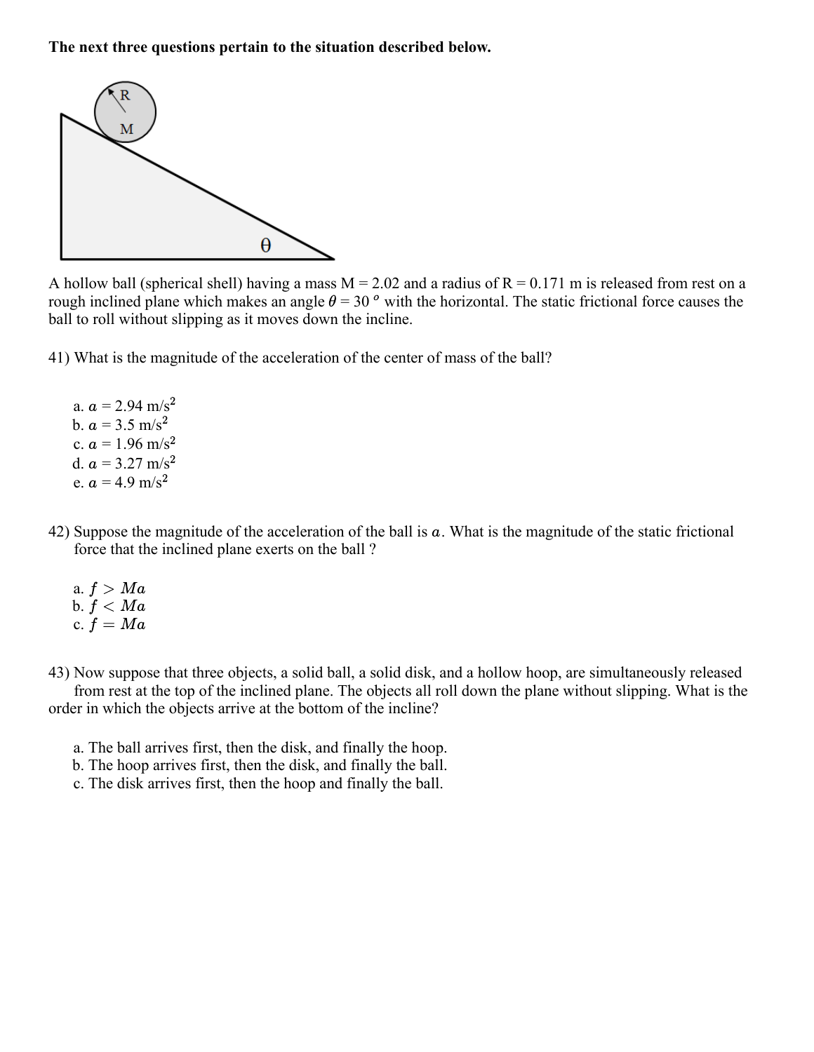**The next three questions pertain to the situation described below.**

A hollow ball (spherical shell) having a mass M = 2.02 and a radius of R = 0.171 m is released from rest on a rough inclined plane which makes an angle $\theta$ = 30 $^o$ with the horizontal. The static frictional force causes the ball to roll without slipping as it moves down the incline.

41) What is the magnitude of the acceleration of the center of mass of the ball?

a. $a$ = 2.94 m/s$^2$
b. $a$ = 3.5 m/s$^2$
c. $a$ = 1.96 m/s$^2$
d. $a$ = 3.27 m/s$^2$
e. $a$ = 4.9 m/s$^2$

42) Suppose the magnitude of the acceleration of the ball is $a$. What is the magnitude of the static frictional force that the inclined plane exerts on the ball ?

a. $f > Ma$
b. $f < Ma$
c. $f = Ma$

43) Now suppose that three objects, a solid ball, a solid disk, and a hollow hoop, are simultaneously released from rest at the top of the inclined plane. The objects all roll down the plane without slipping. What is the order in which the objects arrive at the bottom of the incline?

a. The ball arrives first, then the disk, and finally the hoop.
b. The hoop arrives first, then the disk, and finally the ball.
c. The disk arrives first, then the hoop and finally the ball.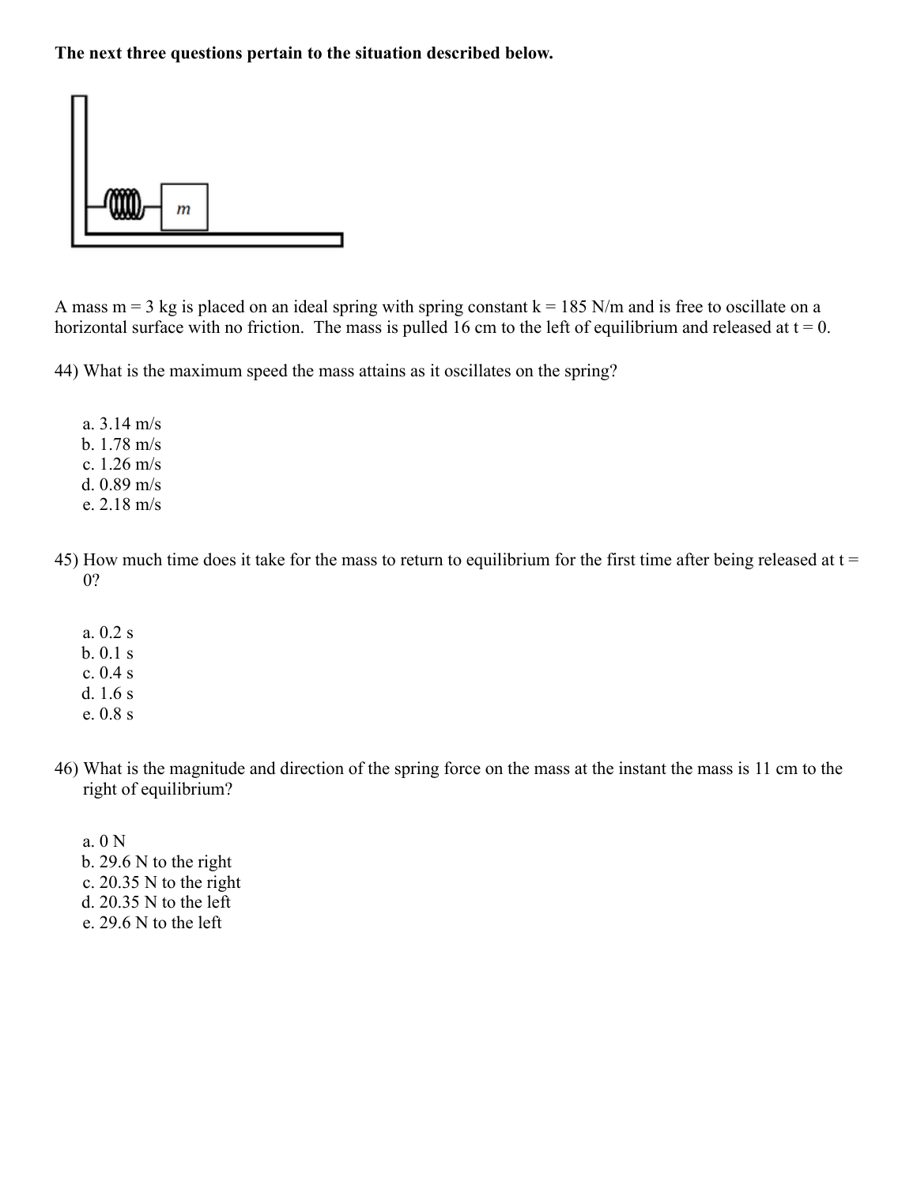**The next three questions pertain to the situation described below.**

A mass m = 3 kg is placed on an ideal spring with spring constant k = 185 N/m and is free to oscillate on a horizontal surface with no friction. The mass is pulled 16 cm to the left of equilibrium and released at t = 0.

44) What is the maximum speed the mass attains as it oscillates on the spring?

a. 3.14 m/s
b. 1.78 m/s
c. 1.26 m/s
d. 0.89 m/s
e. 2.18 m/s

45) How much time does it take for the mass to return to equilibrium for the first time after being released at t = 0?

a. 0.2 s
b. 0.1 s
c. 0.4 s
d. 1.6 s
e. 0.8 s

46) What is the magnitude and direction of the spring force on the mass at the instant the mass is 11 cm to the right of equilibrium?

a. 0 N
b. 29.6 N to the right
c. 20.35 N to the right
d. 20.35 N to the left
e. 29.6 N to the left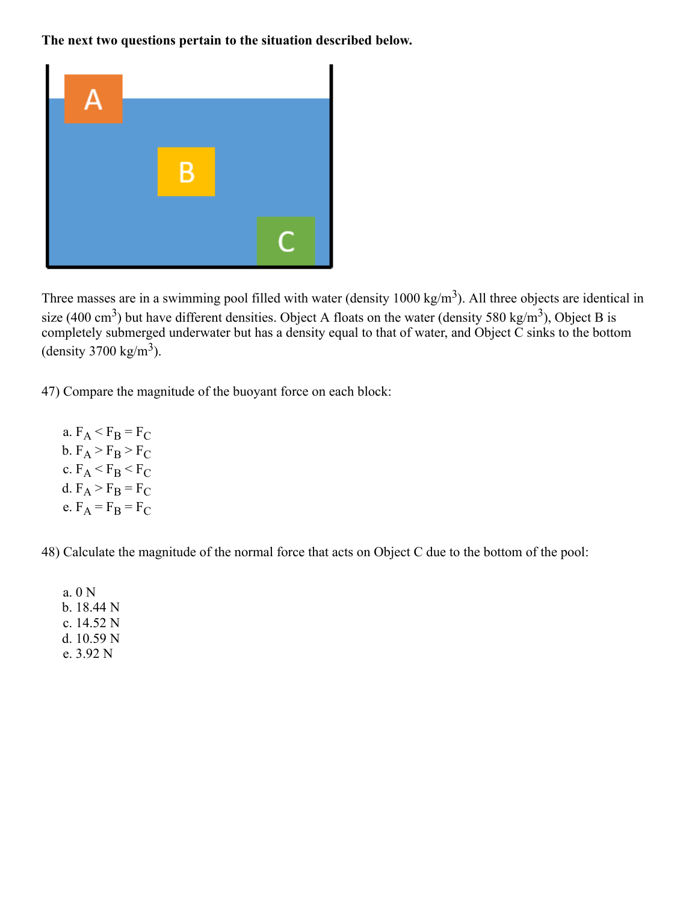**The next two questions pertain to the situation described below.**

Three masses are in a swimming pool filled with water (density 1000 kg/m$^3$). All three objects are identical in size (400 cm$^3$) but have different densities. Object A floats on the water (density 580 kg/m$^3$), Object B is completely submerged underwater but has a density equal to that of water, and Object C sinks to the bottom (density 3700 kg/m$^3$).

47) Compare the magnitude of the buoyant force on each block:

a. $F_A < F_B = F_C$
b. $F_A > F_B > F_C$
c. $F_A < F_B < F_C$
d. $F_A > F_B = F_C$
e. $F_A = F_B = F_C$

48) Calculate the magnitude of the normal force that acts on Object C due to the bottom of the pool:

a. 0 N
b. 18.44 N
c. 14.52 N
d. 10.59 N
e. 3.92 N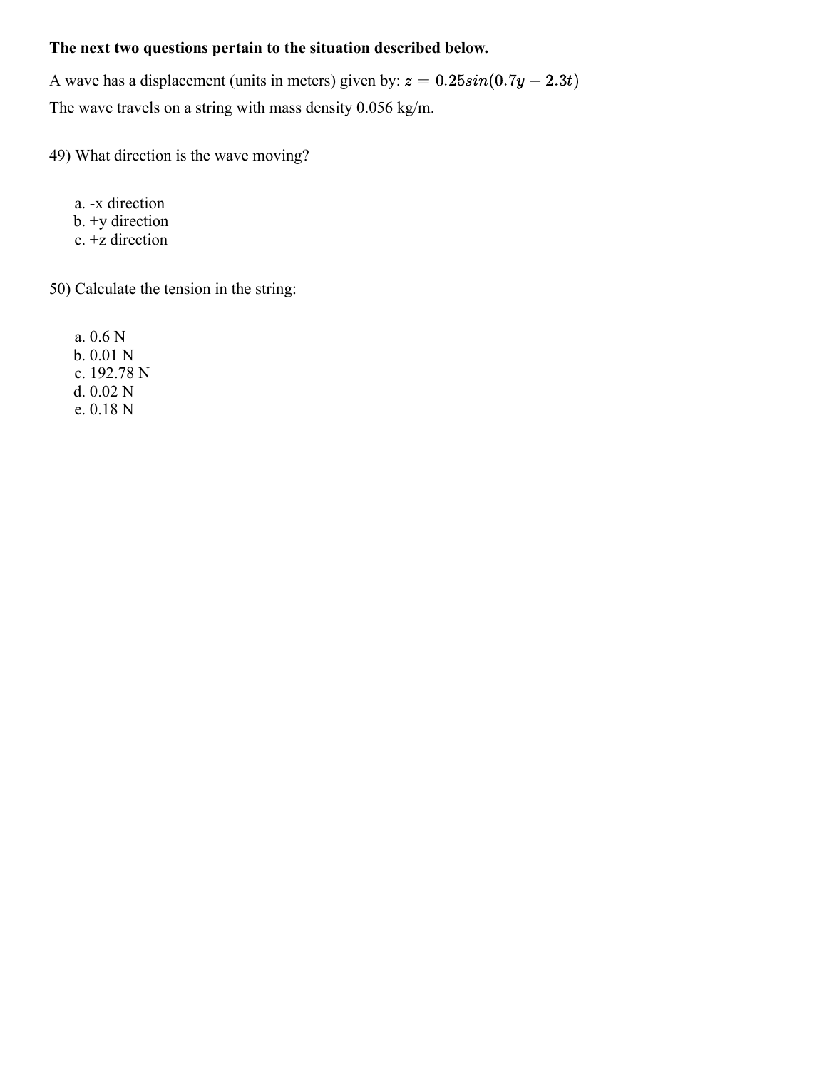**The next two questions pertain to the situation described below.**

A wave has a displacement (units in meters) given by: $z = 0.25sin(0.7y - 2.3t)$

The wave travels on a string with mass density 0.056 kg/m.

49) What direction is the wave moving?

a. -x direction
b. +y direction
c. +z direction

50) Calculate the tension in the string:

a. 0.6 N
b. 0.01 N
c. 192.78 N
d. 0.02 N
e. 0.18 N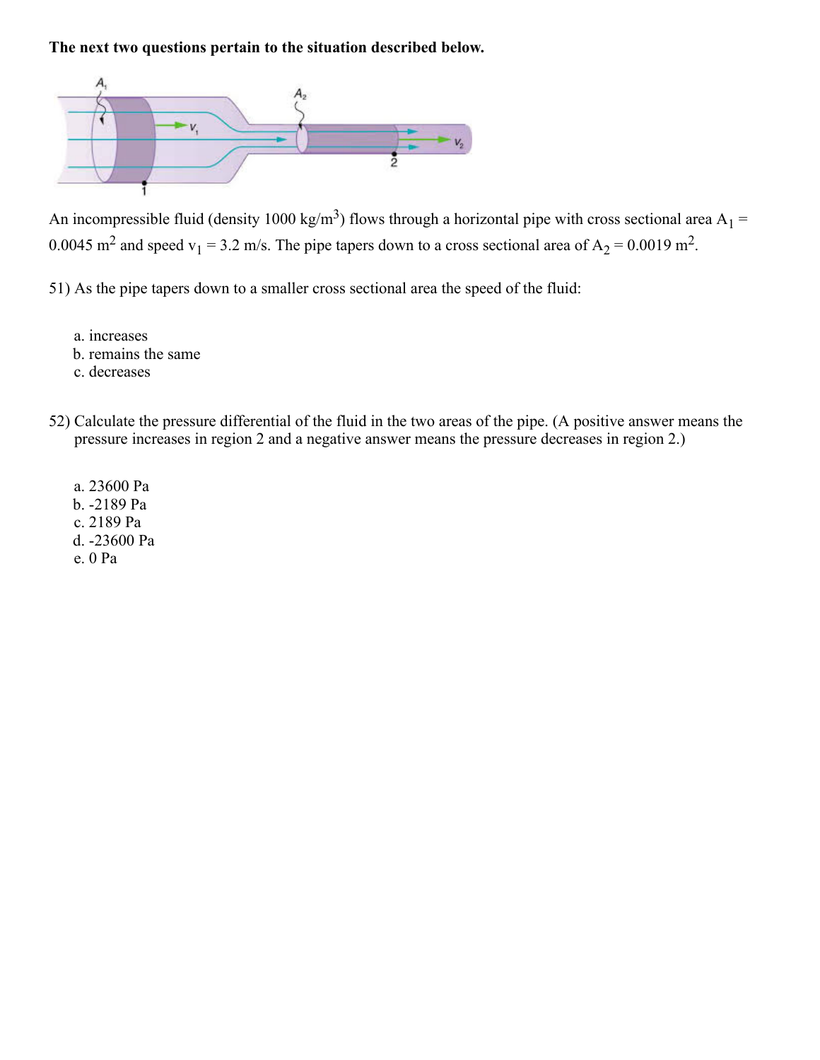**The next two questions pertain to the situation described below.**

An incompressible fluid (density 1000 kg/m$^3$) flows through a horizontal pipe with cross sectional area $A_1$ = 0.0045 m$^2$ and speed $v_1$ = 3.2 m/s. The pipe tapers down to a cross sectional area of $A_2$ = 0.0019 m$^2$.

51) As the pipe tapers down to a smaller cross sectional area the speed of the fluid:

a. increases
b. remains the same
c. decreases

52) Calculate the pressure differential of the fluid in the two areas of the pipe. (A positive answer means the pressure increases in region 2 and a negative answer means the pressure decreases in region 2.)

a. 23600 Pa
b. -2189 Pa
c. 2189 Pa
d. -23600 Pa
e. 0 Pa